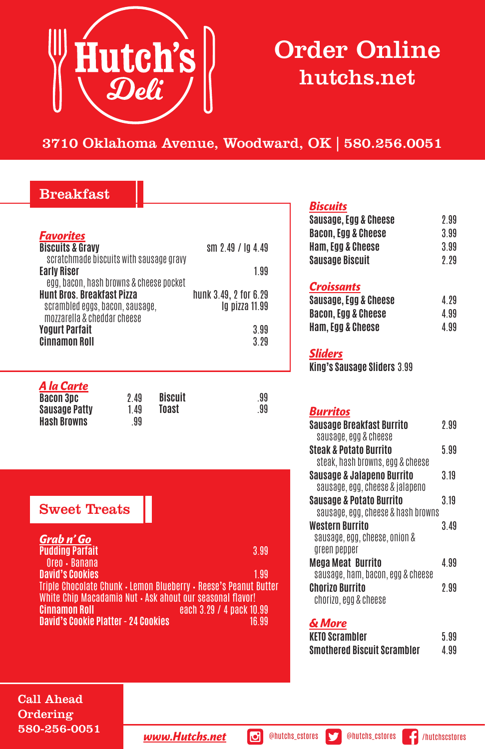# Hutch's Deli

## Order Online
hutchs.net

3710 Oklahoma Avenue, Woodward, OK | 580.256.0051

## Breakfast

### Favorites

**Biscuits & Gravy** — sm 2.49 / lg 4.49
scratchmade biscuits with sausage gravy

**Early Riser** — 1.99
egg, bacon, hash browns & cheese pocket

**Hunt Bros. Breakfast Pizza** — hunk 3.49, 2 for 6.29 / lg pizza 11.99
scrambled eggs, bacon, sausage, mozzarella & cheddar cheese

**Yogurt Parfait** — 3.99

**Cinnamon Roll** — 3.29

### A la Carte

| Item | Price |
|---|---|
| Bacon 3pc | 2.49 |
| Sausage Patty | 1.49 |
| Hash Browns | .99 |
| Biscuit | .99 |
| Toast | .99 |

### Biscuits

| Item | Price |
|---|---|
| Sausage, Egg & Cheese | 2.99 |
| Bacon, Egg & Cheese | 3.99 |
| Ham, Egg & Cheese | 3.99 |
| Sausage Biscuit | 2.29 |

### Croissants

| Item | Price |
|---|---|
| Sausage, Egg & Cheese | 4.29 |
| Bacon, Egg & Cheese | 4.99 |
| Ham, Egg & Cheese | 4.99 |

### Sliders

**King's Sausage Sliders** 3.99

### Burritos

**Sausage Breakfast Burrito** — 2.99
sausage, egg & cheese

**Steak & Potato Burrito** — 5.99
steak, hash browns, egg & cheese

**Sausage & Jalapeno Burrito** — 3.19
sausage, egg, cheese & jalapeno

**Sausage & Potato Burrito** — 3.19
sausage, egg, cheese & hash browns

**Western Burrito** — 3.49
sausage, egg, cheese, onion & green pepper

**Mega Meat Burrito** — 4.99
sausage, ham, bacon, egg & cheese

**Chorizo Burrito** — 2.99
chorizo, egg & cheese

### & More

| Item | Price |
|---|---|
| KETO Scrambler | 5.99 |
| Smothered Biscuit Scrambler | 4.99 |

## Sweet Treats

### Grab n' Go

**Pudding Parfait** — 3.99
Oreo • Banana

**David's Cookies** — 1.99
Triple Chocolate Chunk • Lemon Blueberry • Reese's Peanut Butter
White Chip Macadamia Nut • Ask about our seasonal flavor!

**Cinnamon Roll** — each 3.29 / 4 pack 10.99

**David's Cookie Platter - 24 Cookies** — 16.99

---

**Call Ahead Ordering**
580-256-0051

www.Hutchs.net | @hutchs_cstores | @hutchs_cstores | /hutchscstores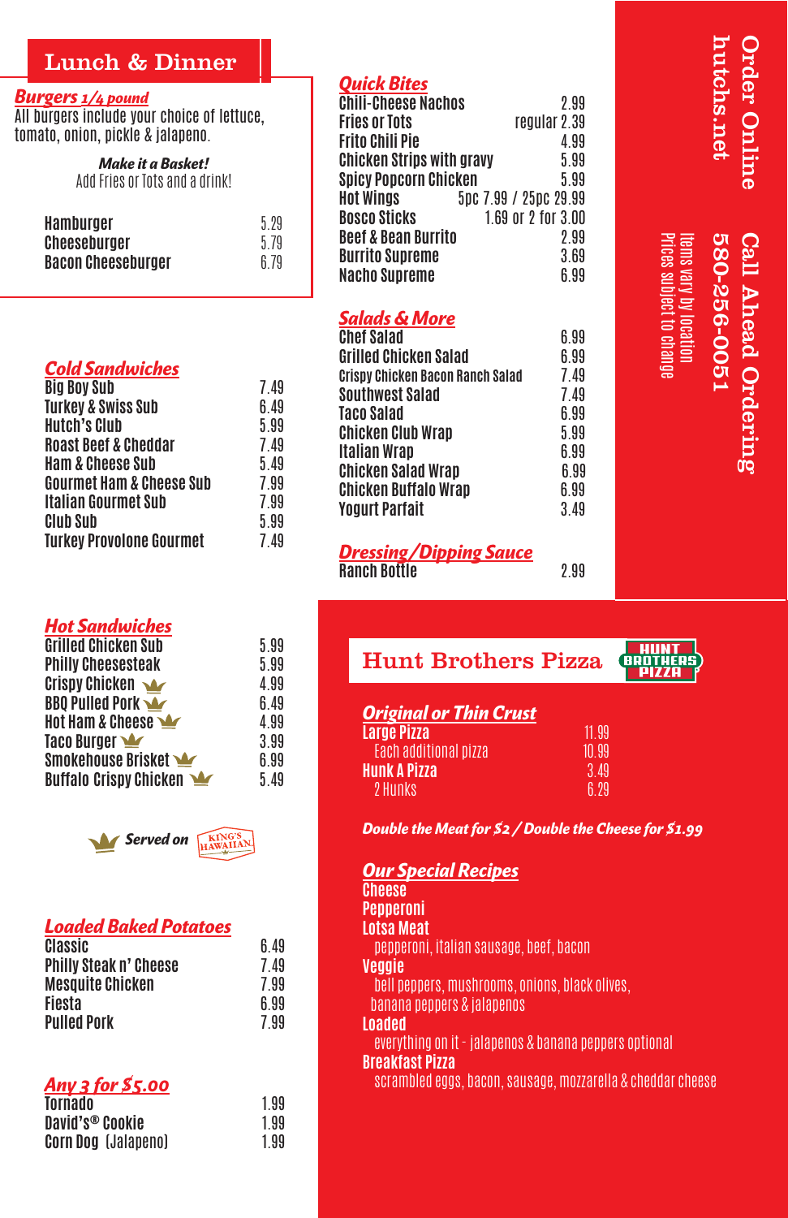# Lunch & Dinner

## Burgers 1/4 pound

All burgers include your choice of lettuce, tomato, onion, pickle & jalapeno.

***Make it a Basket!***
Add Fries or Tots and a drink!

| | |
|---|---|
| Hamburger | 5.29 |
| Cheeseburger | 5.79 |
| Bacon Cheeseburger | 6.79 |

## Cold Sandwiches

| | |
|---|---|
| Big Boy Sub | 7.49 |
| Turkey & Swiss Sub | 6.49 |
| Hutch's Club | 5.99 |
| Roast Beef & Cheddar | 7.49 |
| Ham & Cheese Sub | 5.49 |
| Gourmet Ham & Cheese Sub | 7.99 |
| Italian Gourmet Sub | 7.99 |
| Club Sub | 5.99 |
| Turkey Provolone Gourmet | 7.49 |

## Hot Sandwiches

| | |
|---|---|
| Grilled Chicken Sub | 5.99 |
| Philly Cheesesteak | 5.99 |
| Crispy Chicken 👑 | 4.99 |
| BBQ Pulled Pork 👑 | 6.49 |
| Hot Ham & Cheese 👑 | 4.99 |
| Taco Burger 👑 | 3.99 |
| Smokehouse Brisket 👑 | 6.99 |
| Buffalo Crispy Chicken 👑 | 5.49 |

👑 *Served on* KING'S HAWAIIAN

## Loaded Baked Potatoes

| | |
|---|---|
| Classic | 6.49 |
| Philly Steak n' Cheese | 7.49 |
| Mesquite Chicken | 7.99 |
| Fiesta | 6.99 |
| Pulled Pork | 7.99 |

## Any 3 for $5.00

| | |
|---|---|
| Tornado | 1.99 |
| David's® Cookie | 1.99 |
| Corn Dog (Jalapeno) | 1.99 |

## Quick Bites

| | |
|---|---|
| Chili-Cheese Nachos | 2.99 |
| Fries or Tots | regular 2.39 |
| Frito Chili Pie | 4.99 |
| Chicken Strips with gravy | 5.99 |
| Spicy Popcorn Chicken | 5.99 |
| Hot Wings | 5pc 7.99 / 25pc 29.99 |
| Bosco Sticks | 1.69 or 2 for 3.00 |
| Beef & Bean Burrito | 2.99 |
| Burrito Supreme | 3.69 |
| Nacho Supreme | 6.99 |

## Salads & More

| | |
|---|---|
| Chef Salad | 6.99 |
| Grilled Chicken Salad | 6.99 |
| Crispy Chicken Bacon Ranch Salad | 7.49 |
| Southwest Salad | 7.49 |
| Taco Salad | 6.99 |
| Chicken Club Wrap | 5.99 |
| Italian Wrap | 6.99 |
| Chicken Salad Wrap | 6.99 |
| Chicken Buffalo Wrap | 6.99 |
| Yogurt Parfait | 3.49 |

## Dressing/Dipping Sauce

| | |
|---|---|
| Ranch Bottle | 2.99 |

**Order Online**
hutchs.net

**Call Ahead Ordering**
580-256-0051

Items vary by location
Prices subject to change

# Hunt Brothers Pizza

## Original or Thin Crust

| | |
|---|---|
| Large Pizza | 11.99 |
| Each additional pizza | 10.99 |
| Hunk A Pizza | 3.49 |
| 2 Hunks | 6.29 |

***Double the Meat for $2 / Double the Cheese for $1.99***

## Our Special Recipes

**Cheese**

**Pepperoni**

**Lotsa Meat**
pepperoni, italian sausage, beef, bacon

**Veggie**
bell peppers, mushrooms, onions, black olives, banana peppers & jalapenos

**Loaded**
everything on it - jalapenos & banana peppers optional

**Breakfast Pizza**
scrambled eggs, bacon, sausage, mozzarella & cheddar cheese